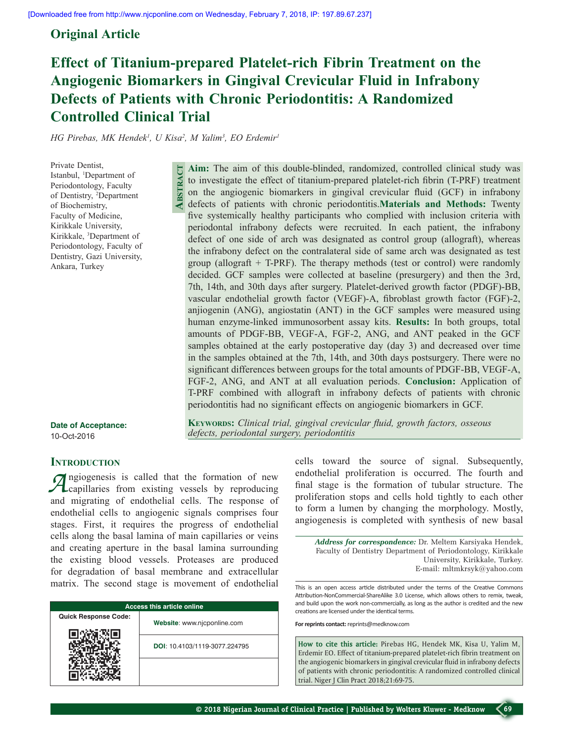Original Article

# Effect of Titanium-prepared Platelet-rich Fibrin Treatment on the Angiogenic Biomarkers in Gingival Crevicular Fluid in Infrabony Defects of Patients with Chronic Periodontitis: A Randomized Controlled Clinical Trial

*HG Pirebas, MK Hendek[1], U Kisa[2], M Yalim[3], EO Erdemir[1]*

Private Dentist, Istanbul, [1]Department of Periodontology, Faculty of Dentistry, [2]Department of Biochemistry, Faculty of Medicine, Kirikkale University, Kirikkale, [3]Department of Periodontology, Faculty of Dentistry, Gazi University, Ankara, Turkey

## Abstract

**Aim:** The aim of this double-blinded, randomized, controlled clinical study was to investigate the effect of titanium-prepared platelet-rich fibrin (T-PRF) treatment on the angiogenic biomarkers in gingival crevicular fluid (GCF) in infrabony defects of patients with chronic periodontitis. **Materials and Methods:** Twenty five systemically healthy participants who complied with inclusion criteria with periodontal infrabony defects were recruited. In each patient, the infrabony defect of one side of arch was designated as control group (allograft), whereas the infrabony defect on the contralateral side of same arch was designated as test group (allograft + T-PRF). The therapy methods (test or control) were randomly decided. GCF samples were collected at baseline (presurgery) and then the 3rd, 7th, 14th, and 30th days after surgery. Platelet-derived growth factor (PDGF)-BB, vascular endothelial growth factor (VEGF)-A, fibroblast growth factor (FGF)-2, anjiogenin (ANG), angiostatin (ANT) in the GCF samples were measured using human enzyme-linked immunosorbent assay kits. **Results:** In both groups, total amounts of PDGF-BB, VEGF-A, FGF-2, ANG, and ANT peaked in the GCF samples obtained at the early postoperative day (day 3) and decreased over time in the samples obtained at the 7th, 14th, and 30th days postsurgery. There were no significant differences between groups for the total amounts of PDGF-BB, VEGF-A, FGF-2, ANG, and ANT at all evaluation periods. **Conclusion:** Application of T-PRF combined with allograft in infrabony defects of patients with chronic periodontitis had no significant effects on angiogenic biomarkers in GCF.

**Keywords:** *Clinical trial, gingival crevicular fluid, growth factors, osseous defects, periodontal surgery, periodontitis*

**Date of Acceptance:**
10-Oct-2016

## Introduction

Angiogenesis is called that the formation of new capillaries from existing vessels by reproducing and migrating of endothelial cells. The response of endothelial cells to angiogenic signals comprises four stages. First, it requires the progress of endothelial cells along the basal lamina of main capillaries or veins and creating aperture in the basal lamina surrounding the existing blood vessels. Proteases are produced for degradation of basal membrane and extracellular matrix. The second stage is movement of endothelial cells toward the source of signal. Subsequently, endothelial proliferation is occurred. The fourth and final stage is the formation of tubular structure. The proliferation stops and cells hold tightly to each other to form a lumen by changing the morphology. Mostly, angiogenesis is completed with synthesis of new basal

| Access this article online | |
|---|---|
| Quick Response Code: | Website: www.njcponline.com |
| | DOI: 10.4103/1119-3077.224795 |

*Address for correspondence:* Dr. Meltem Karsiyaka Hendek, Faculty of Dentistry Department of Periodontology, Kirikkale University, Kirikkale, Turkey. E-mail: mltmkrsyk@yahoo.com

This is an open access article distributed under the terms of the Creative Commons Attribution-NonCommercial-ShareAlike 3.0 License, which allows others to remix, tweak, and build upon the work non-commercially, as long as the author is credited and the new creations are licensed under the identical terms.

**For reprints contact:** reprints@medknow.com

**How to cite this article:** Pirebas HG, Hendek MK, Kisa U, Yalim M, Erdemir EO. Effect of titanium-prepared platelet-rich fibrin treatment on the angiogenic biomarkers in gingival crevicular fluid in infrabony defects of patients with chronic periodontitis: A randomized controlled clinical trial. Niger J Clin Pract 2018;21:69-75.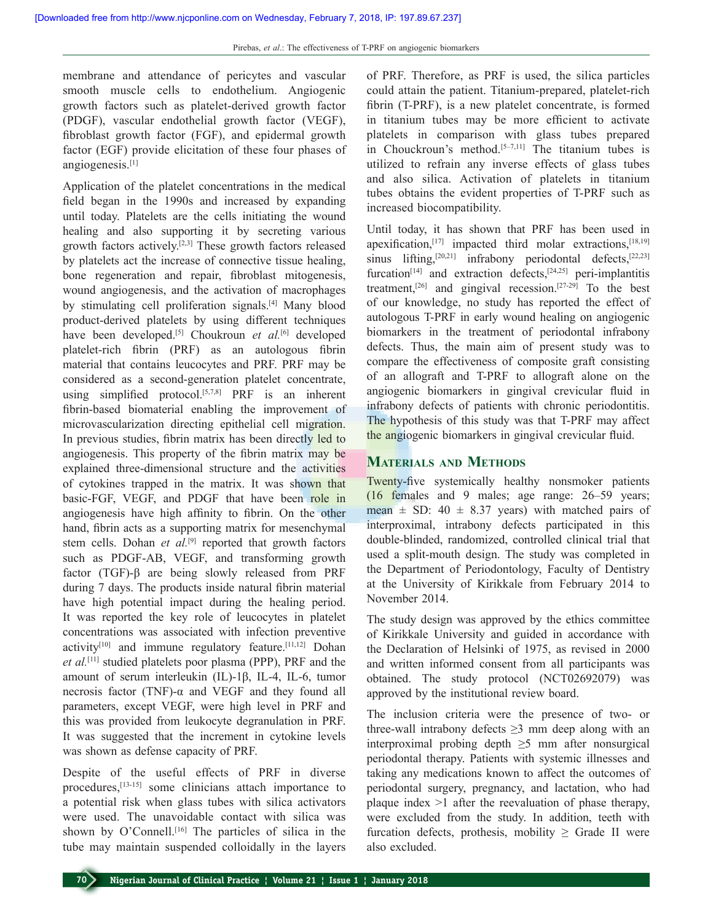membrane and attendance of pericytes and vascular smooth muscle cells to endothelium. Angiogenic growth factors such as platelet-derived growth factor (PDGF), vascular endothelial growth factor (VEGF), fibroblast growth factor (FGF), and epidermal growth factor (EGF) provide elicitation of these four phases of angiogenesis.[1]

Application of the platelet concentrations in the medical field began in the 1990s and increased by expanding until today. Platelets are the cells initiating the wound healing and also supporting it by secreting various growth factors actively.[2,3] These growth factors released by platelets act the increase of connective tissue healing, bone regeneration and repair, fibroblast mitogenesis, wound angiogenesis, and the activation of macrophages by stimulating cell proliferation signals.[4] Many blood product-derived platelets by using different techniques have been developed.[5] Choukroun *et al.*[6] developed platelet-rich fibrin (PRF) as an autologous fibrin material that contains leucocytes and PRF. PRF may be considered as a second-generation platelet concentrate, using simplified protocol.[5,7,8] PRF is an inherent fibrin-based biomaterial enabling the improvement of microvascularization directing epithelial cell migration. In previous studies, fibrin matrix has been directly led to angiogenesis. This property of the fibrin matrix may be explained three-dimensional structure and the activities of cytokines trapped in the matrix. It was shown that basic-FGF, VEGF, and PDGF that have been role in angiogenesis have high affinity to fibrin. On the other hand, fibrin acts as a supporting matrix for mesenchymal stem cells. Dohan *et al.*[9] reported that growth factors such as PDGF-AB, VEGF, and transforming growth factor (TGF)-β are being slowly released from PRF during 7 days. The products inside natural fibrin material have high potential impact during the healing period. It was reported the key role of leucocytes in platelet concentrations was associated with infection preventive activity[10] and immune regulatory feature.[11,12] Dohan *et al.*[11] studied platelets poor plasma (PPP), PRF and the amount of serum interleukin (IL)-1β, IL-4, IL-6, tumor necrosis factor (TNF)-α and VEGF and they found all parameters, except VEGF, were high level in PRF and this was provided from leukocyte degranulation in PRF. It was suggested that the increment in cytokine levels was shown as defense capacity of PRF.

Despite of the useful effects of PRF in diverse procedures,[13-15] some clinicians attach importance to a potential risk when glass tubes with silica activators were used. The unavoidable contact with silica was shown by O'Connell.[16] The particles of silica in the tube may maintain suspended colloidally in the layers of PRF. Therefore, as PRF is used, the silica particles could attain the patient. Titanium-prepared, platelet-rich fibrin (T-PRF), is a new platelet concentrate, is formed in titanium tubes may be more efficient to activate platelets in comparison with glass tubes prepared in Chouckroun's method.[5–7,11] The titanium tubes is utilized to refrain any inverse effects of glass tubes and also silica. Activation of platelets in titanium tubes obtains the evident properties of T-PRF such as increased biocompatibility.

Until today, it has shown that PRF has been used in apexification,[17] impacted third molar extractions,[18,19] sinus lifting,[20,21] infrabony periodontal defects,[22,23] furcation[14] and extraction defects,[24,25] peri-implantitis treatment,[26] and gingival recession.[27-29] To the best of our knowledge, no study has reported the effect of autologous T-PRF in early wound healing on angiogenic biomarkers in the treatment of periodontal infrabony defects. Thus, the main aim of present study was to compare the effectiveness of composite graft consisting of an allograft and T-PRF to allograft alone on the angiogenic biomarkers in gingival crevicular fluid in infrabony defects of patients with chronic periodontitis. The hypothesis of this study was that T-PRF may affect the angiogenic biomarkers in gingival crevicular fluid.

## Materials and Methods

Twenty-five systemically healthy nonsmoker patients (16 females and 9 males; age range: 26–59 years; mean ± SD: 40 ± 8.37 years) with matched pairs of interproximal, intrabony defects participated in this double-blinded, randomized, controlled clinical trial that used a split-mouth design. The study was completed in the Department of Periodontology, Faculty of Dentistry at the University of Kirikkale from February 2014 to November 2014.

The study design was approved by the ethics committee of Kirikkale University and guided in accordance with the Declaration of Helsinki of 1975, as revised in 2000 and written informed consent from all participants was obtained. The study protocol (NCT02692079) was approved by the institutional review board.

The inclusion criteria were the presence of two- or three-wall intrabony defects ≥3 mm deep along with an interproximal probing depth ≥5 mm after nonsurgical periodontal therapy. Patients with systemic illnesses and taking any medications known to affect the outcomes of periodontal surgery, pregnancy, and lactation, who had plaque index >1 after the reevaluation of phase therapy, were excluded from the study. In addition, teeth with furcation defects, prothesis, mobility ≥ Grade II were also excluded.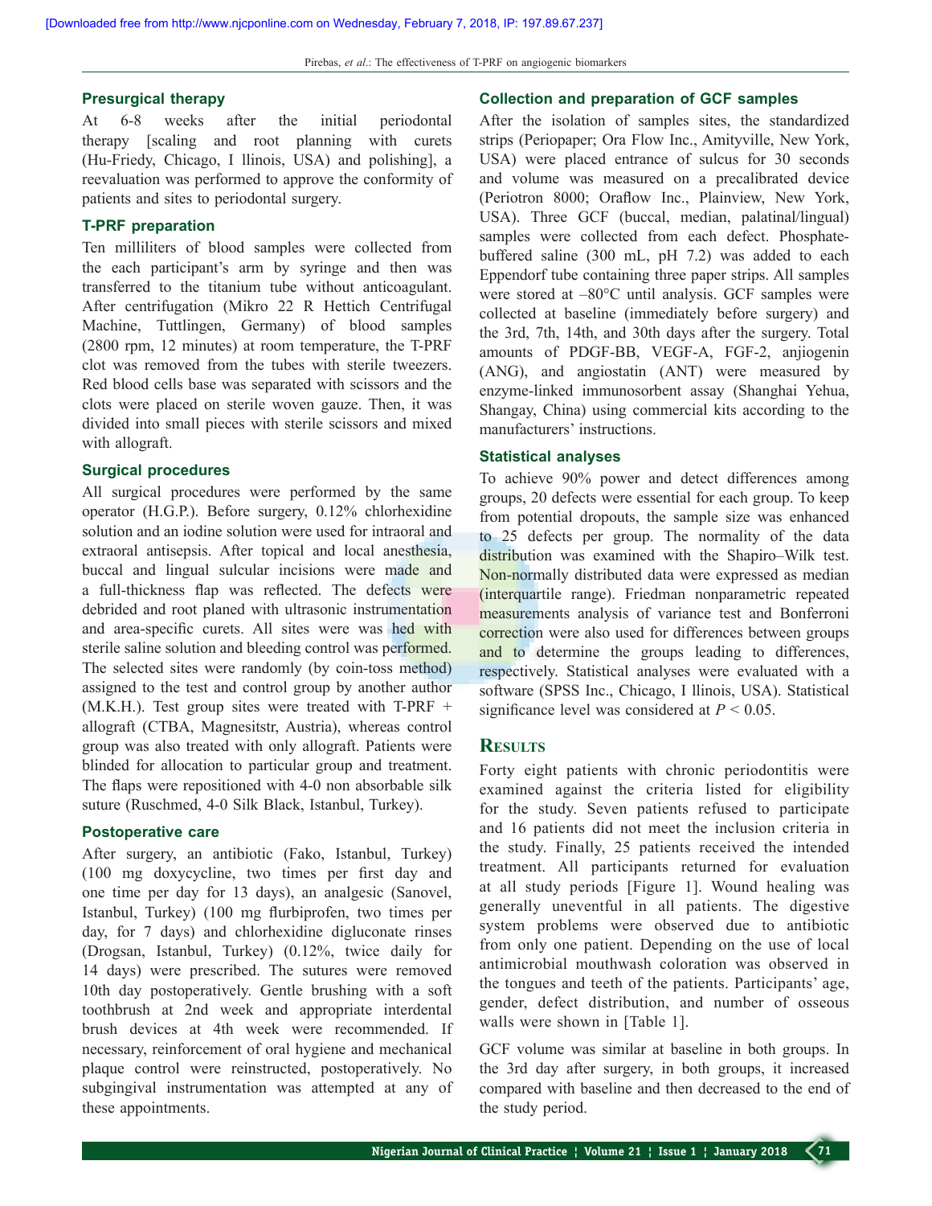### Presurgical therapy

At 6-8 weeks after the initial periodontal therapy [scaling and root planning with curets (Hu-Friedy, Chicago, I llinois, USA) and polishing], a reevaluation was performed to approve the conformity of patients and sites to periodontal surgery.

### T-PRF preparation

Ten milliliters of blood samples were collected from the each participant's arm by syringe and then was transferred to the titanium tube without anticoagulant. After centrifugation (Mikro 22 R Hettich Centrifugal Machine, Tuttlingen, Germany) of blood samples (2800 rpm, 12 minutes) at room temperature, the T-PRF clot was removed from the tubes with sterile tweezers. Red blood cells base was separated with scissors and the clots were placed on sterile woven gauze. Then, it was divided into small pieces with sterile scissors and mixed with allograft.

### Surgical procedures

All surgical procedures were performed by the same operator (H.G.P.). Before surgery, 0.12% chlorhexidine solution and an iodine solution were used for intraoral and extraoral antisepsis. After topical and local anesthesia, buccal and lingual sulcular incisions were made and a full-thickness flap was reflected. The defects were debrided and root planed with ultrasonic instrumentation and area-specific curets. All sites were was hed with sterile saline solution and bleeding control was performed. The selected sites were randomly (by coin-toss method) assigned to the test and control group by another author (M.K.H.). Test group sites were treated with T-PRF + allograft (CTBA, Magnesitstr, Austria), whereas control group was also treated with only allograft. Patients were blinded for allocation to particular group and treatment. The flaps were repositioned with 4-0 non absorbable silk suture (Ruschmed, 4-0 Silk Black, Istanbul, Turkey).

### Postoperative care

After surgery, an antibiotic (Fako, Istanbul, Turkey) (100 mg doxycycline, two times per first day and one time per day for 13 days), an analgesic (Sanovel, Istanbul, Turkey) (100 mg flurbiprofen, two times per day, for 7 days) and chlorhexidine digluconate rinses (Drogsan, Istanbul, Turkey) (0.12%, twice daily for 14 days) were prescribed. The sutures were removed 10th day postoperatively. Gentle brushing with a soft toothbrush at 2nd week and appropriate interdental brush devices at 4th week were recommended. If necessary, reinforcement of oral hygiene and mechanical plaque control were reinstructed, postoperatively. No subgingival instrumentation was attempted at any of these appointments.

### Collection and preparation of GCF samples

After the isolation of samples sites, the standardized strips (Periopaper; Ora Flow Inc., Amityville, New York, USA) were placed entrance of sulcus for 30 seconds and volume was measured on a precalibrated device (Periotron 8000; Oraflow Inc., Plainview, New York, USA). Three GCF (buccal, median, palatinal/lingual) samples were collected from each defect. Phosphate-buffered saline (300 mL, pH 7.2) was added to each Eppendorf tube containing three paper strips. All samples were stored at –80°C until analysis. GCF samples were collected at baseline (immediately before surgery) and the 3rd, 7th, 14th, and 30th days after the surgery. Total amounts of PDGF-BB, VEGF-A, FGF-2, anjiogenin (ANG), and angiostatin (ANT) were measured by enzyme-linked immunosorbent assay (Shanghai Yehua, Shangay, China) using commercial kits according to the manufacturers' instructions.

### Statistical analyses

To achieve 90% power and detect differences among groups, 20 defects were essential for each group. To keep from potential dropouts, the sample size was enhanced to 25 defects per group. The normality of the data distribution was examined with the Shapiro–Wilk test. Non-normally distributed data were expressed as median (interquartile range). Friedman nonparametric repeated measurements analysis of variance test and Bonferroni correction were also used for differences between groups and to determine the groups leading to differences, respectively. Statistical analyses were evaluated with a software (SPSS Inc., Chicago, I llinois, USA). Statistical significance level was considered at $P < 0.05$.

## Results

Forty eight patients with chronic periodontitis were examined against the criteria listed for eligibility for the study. Seven patients refused to participate and 16 patients did not meet the inclusion criteria in the study. Finally, 25 patients received the intended treatment. All participants returned for evaluation at all study periods [Figure 1]. Wound healing was generally uneventful in all patients. The digestive system problems were observed due to antibiotic from only one patient. Depending on the use of local antimicrobial mouthwash coloration was observed in the tongues and teeth of the patients. Participants' age, gender, defect distribution, and number of osseous walls were shown in [Table 1].

GCF volume was similar at baseline in both groups. In the 3rd day after surgery, in both groups, it increased compared with baseline and then decreased to the end of the study period.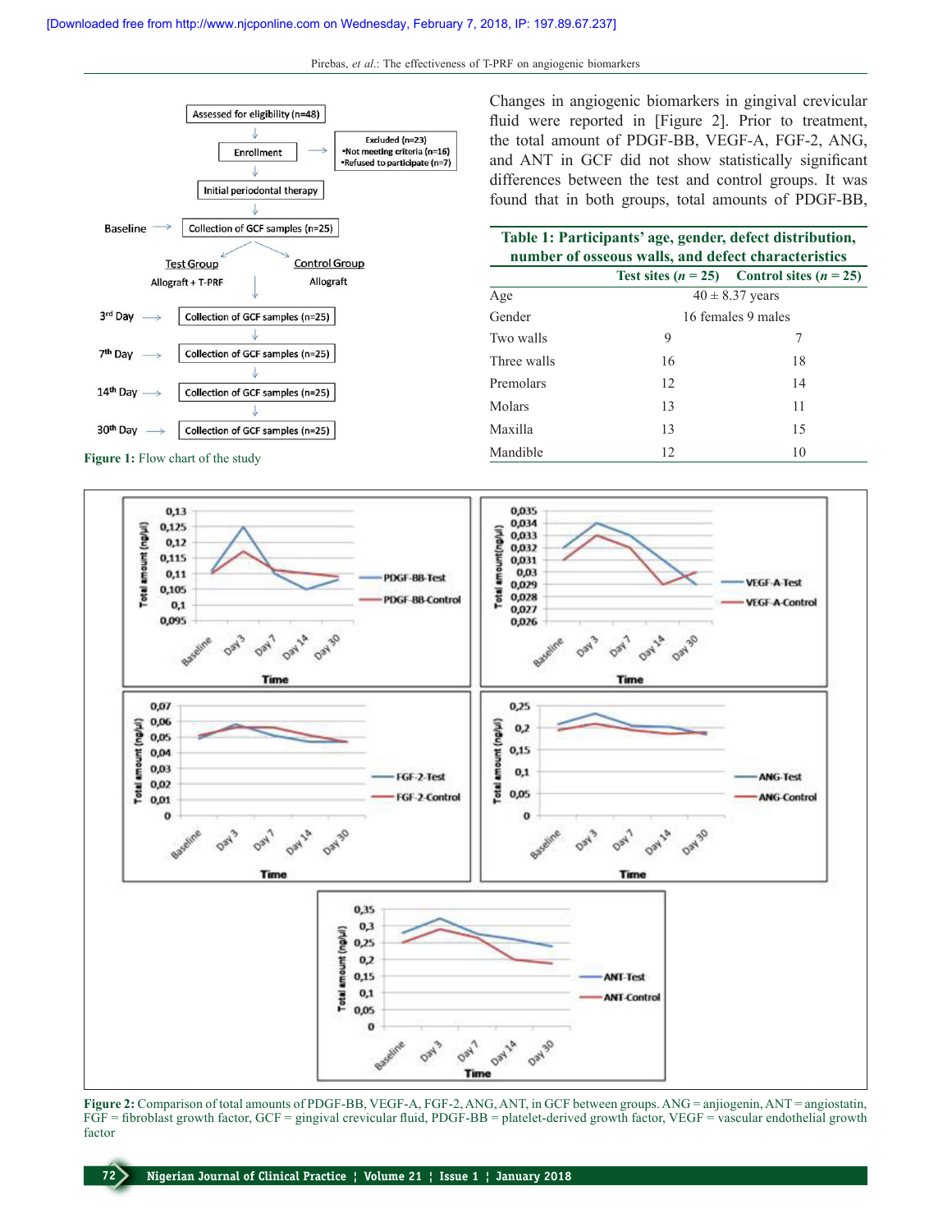Figure 1: Flow chart of the study

Changes in angiogenic biomarkers in gingival crevicular fluid were reported in [Figure 2]. Prior to treatment, the total amount of PDGF-BB, VEGF-A, FGF-2, ANG, and ANT in GCF did not show statistically significant differences between the test and control groups. It was found that in both groups, total amounts of PDGF-BB,

**Table 1: Participants' age, gender, defect distribution, number of osseous walls, and defect characteristics**

| | Test sites ($n$ = 25) | Control sites ($n$ = 25) |
|---|---|---|
| Age | 40 ± 8.37 years | |
| Gender | 16 females 9 males | |
| Two walls | 9 | 7 |
| Three walls | 16 | 18 |
| Premolars | 12 | 14 |
| Molars | 13 | 11 |
| Maxilla | 13 | 15 |
| Mandible | 12 | 10 |

Figure 2: Comparison of total amounts of PDGF-BB, VEGF-A, FGF-2, ANG, ANT, in GCF between groups. ANG = anjiogenin, ANT = angiostatin, FGF = fibroblast growth factor, GCF = gingival crevicular fluid, PDGF-BB = platelet-derived growth factor, VEGF = vascular endothelial growth factor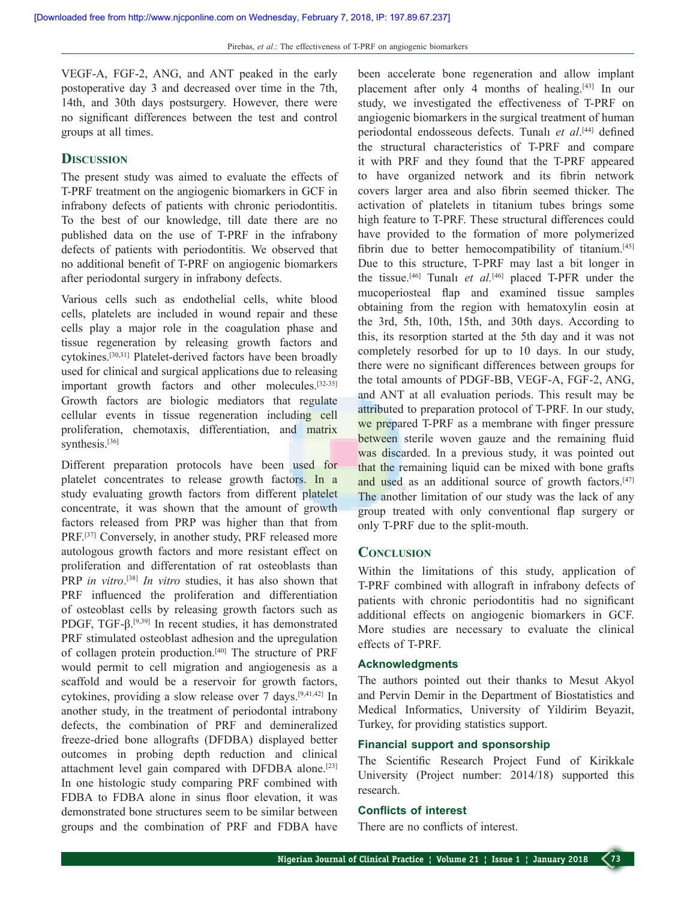VEGF-A, FGF-2, ANG, and ANT peaked in the early postoperative day 3 and decreased over time in the 7th, 14th, and 30th days postsurgery. However, there were no significant differences between the test and control groups at all times.

## Discussion

The present study was aimed to evaluate the effects of T-PRF treatment on the angiogenic biomarkers in GCF in infrabony defects of patients with chronic periodontitis. To the best of our knowledge, till date there are no published data on the use of T-PRF in the infrabony defects of patients with periodontitis. We observed that no additional benefit of T-PRF on angiogenic biomarkers after periodontal surgery in infrabony defects.

Various cells such as endothelial cells, white blood cells, platelets are included in wound repair and these cells play a major role in the coagulation phase and tissue regeneration by releasing growth factors and cytokines.[30,31] Platelet-derived factors have been broadly used for clinical and surgical applications due to releasing important growth factors and other molecules.[32-35] Growth factors are biologic mediators that regulate cellular events in tissue regeneration including cell proliferation, chemotaxis, differentiation, and matrix synthesis.[36]

Different preparation protocols have been used for platelet concentrates to release growth factors. In a study evaluating growth factors from different platelet concentrate, it was shown that the amount of growth factors released from PRP was higher than that from PRF.[37] Conversely, in another study, PRF released more autologous growth factors and more resistant effect on proliferation and differentation of rat osteoblasts than PRP *in vitro*.[38] *In vitro* studies, it has also shown that PRF influenced the proliferation and differentiation of osteoblast cells by releasing growth factors such as PDGF, TGF-β.[9,39] In recent studies, it has demonstrated PRF stimulated osteoblast adhesion and the upregulation of collagen protein production.[40] The structure of PRF would permit to cell migration and angiogenesis as a scaffold and would be a reservoir for growth factors, cytokines, providing a slow release over 7 days.[9,41,42] In another study, in the treatment of periodontal intrabony defects, the combination of PRF and demineralized freeze-dried bone allografts (DFDBA) displayed better outcomes in probing depth reduction and clinical attachment level gain compared with DFDBA alone.[23] In one histologic study comparing PRF combined with FDBA to FDBA alone in sinus floor elevation, it was demonstrated bone structures seem to be similar between groups and the combination of PRF and FDBA have been accelerate bone regeneration and allow implant placement after only 4 months of healing.[43] In our study, we investigated the effectiveness of T-PRF on angiogenic biomarkers in the surgical treatment of human periodontal endosseous defects. Tunalı *et al*.[44] defined the structural characteristics of T-PRF and compare it with PRF and they found that the T-PRF appeared to have organized network and its fibrin network covers larger area and also fibrin seemed thicker. The activation of platelets in titanium tubes brings some high feature to T-PRF. These structural differences could have provided to the formation of more polymerized fibrin due to better hemocompatibility of titanium.[45] Due to this structure, T-PRF may last a bit longer in the tissue.[46] Tunalı *et al.*[46] placed T-PFR under the mucoperiosteal flap and examined tissue samples obtaining from the region with hematoxylin eosin at the 3rd, 5th, 10th, 15th, and 30th days. According to this, its resorption started at the 5th day and it was not completely resorbed for up to 10 days. In our study, there were no significant differences between groups for the total amounts of PDGF-BB, VEGF-A, FGF-2, ANG, and ANT at all evaluation periods. This result may be attributed to preparation protocol of T-PRF. In our study, we prepared T-PRF as a membrane with finger pressure between sterile woven gauze and the remaining fluid was discarded. In a previous study, it was pointed out that the remaining liquid can be mixed with bone grafts and used as an additional source of growth factors.[47] The another limitation of our study was the lack of any group treated with only conventional flap surgery or only T-PRF due to the split-mouth.

## Conclusion

Within the limitations of this study, application of T-PRF combined with allograft in infrabony defects of patients with chronic periodontitis had no significant additional effects on angiogenic biomarkers in GCF. More studies are necessary to evaluate the clinical effects of T-PRF.

### Acknowledgments

The authors pointed out their thanks to Mesut Akyol and Pervin Demir in the Department of Biostatistics and Medical Informatics, University of Yildirim Beyazit, Turkey, for providing statistics support.

### Financial support and sponsorship

The Scientific Research Project Fund of Kirikkale University (Project number: 2014/18) supported this research.

### Conflicts of interest

There are no conflicts of interest.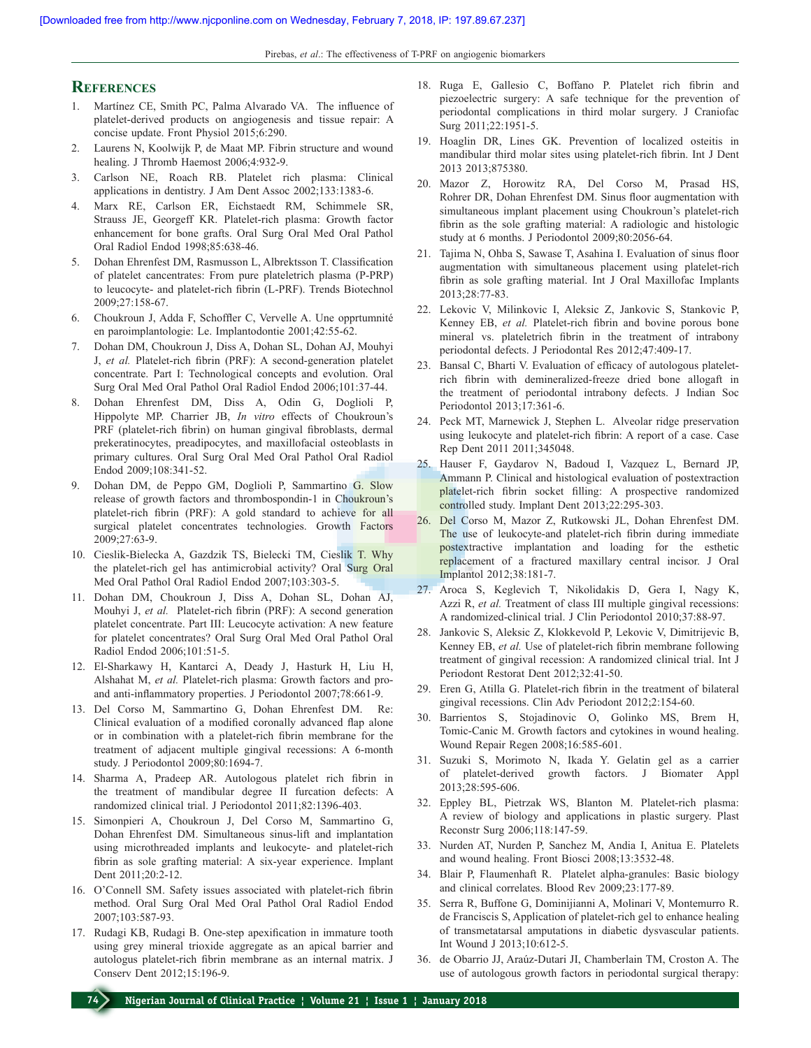## References

1. Martínez CE, Smith PC, Palma Alvarado VA. The influence of platelet-derived products on angiogenesis and tissue repair: A concise update. Front Physiol 2015;6:290.
2. Laurens N, Koolwijk P, de Maat MP. Fibrin structure and wound healing. J Thromb Haemost 2006;4:932-9.
3. Carlson NE, Roach RB. Platelet rich plasma: Clinical applications in dentistry. J Am Dent Assoc 2002;133:1383-6.
4. Marx RE, Carlson ER, Eichstaedt RM, Schimmele SR, Strauss JE, Georgeff KR. Platelet-rich plasma: Growth factor enhancement for bone grafts. Oral Surg Oral Med Oral Pathol Oral Radiol Endod 1998;85:638-46.
5. Dohan Ehrenfest DM, Rasmusson L, Albrektsson T. Classification of platelet cancentrates: From pure plateletrich plasma (P-PRP) to leucocyte- and platelet-rich fibrin (L-PRF). Trends Biotechnol 2009;27:158-67.
6. Choukroun J, Adda F, Schoffler C, Vervelle A. Une opprtumnité en paroimplantologie: Le. Implantodontie 2001;42:55-62.
7. Dohan DM, Choukroun J, Diss A, Dohan SL, Dohan AJ, Mouhyi J, *et al.* Platelet-rich fibrin (PRF): A second-generation platelet concentrate. Part I: Technological concepts and evolution. Oral Surg Oral Med Oral Pathol Oral Radiol Endod 2006;101:37-44.
8. Dohan Ehrenfest DM, Diss A, Odin G, Doglioli P, Hippolyte MP. Charrier JB, *In vitro* effects of Choukroun's PRF (platelet-rich fibrin) on human gingival fibroblasts, dermal prekeratinocytes, preadipocytes, and maxillofacial osteoblasts in primary cultures. Oral Surg Oral Med Oral Pathol Oral Radiol Endod 2009;108:341-52.
9. Dohan DM, de Peppo GM, Doglioli P, Sammartino G. Slow release of growth factors and thrombospondin-1 in Choukroun's platelet-rich fibrin (PRF): A gold standard to achieve for all surgical platelet concentrates technologies. Growth Factors 2009;27:63-9.
10. Cieslik-Bielecka A, Gazdzik TS, Bielecki TM, Cieslik T. Why the platelet-rich gel has antimicrobial activity? Oral Surg Oral Med Oral Pathol Oral Radiol Endod 2007;103:303-5.
11. Dohan DM, Choukroun J, Diss A, Dohan SL, Dohan AJ, Mouhyi J, *et al.* Platelet-rich fibrin (PRF): A second generation platelet concentrate. Part III: Leucocyte activation: A new feature for platelet concentrates? Oral Surg Oral Med Oral Pathol Oral Radiol Endod 2006;101:51-5.
12. El-Sharkawy H, Kantarci A, Deady J, Hasturk H, Liu H, Alshahat M, *et al.* Platelet-rich plasma: Growth factors and pro- and anti-inflammatory properties. J Periodontol 2007;78:661-9.
13. Del Corso M, Sammartino G, Dohan Ehrenfest DM. Re: Clinical evaluation of a modified coronally advanced flap alone or in combination with a platelet-rich fibrin membrane for the treatment of adjacent multiple gingival recessions: A 6-month study. J Periodontol 2009;80:1694-7.
14. Sharma A, Pradeep AR. Autologous platelet rich fibrin in the treatment of mandibular degree II furcation defects: A randomized clinical trial. J Periodontol 2011;82:1396-403.
15. Simonpieri A, Choukroun J, Del Corso M, Sammartino G, Dohan Ehrenfest DM. Simultaneous sinus-lift and implantation using microthreaded implants and leukocyte- and platelet-rich fibrin as sole grafting material: A six-year experience. Implant Dent 2011;20:2-12.
16. O'Connell SM. Safety issues associated with platelet-rich fibrin method. Oral Surg Oral Med Oral Pathol Oral Radiol Endod 2007;103:587-93.
17. Rudagi KB, Rudagi B. One-step apexification in immature tooth using grey mineral trioxide aggregate as an apical barrier and autologus platelet-rich fibrin membrane as an internal matrix. J Conserv Dent 2012;15:196-9.
18. Ruga E, Gallesio C, Boffano P. Platelet rich fibrin and piezoelectric surgery: A safe technique for the prevention of periodontal complications in third molar surgery. J Craniofac Surg 2011;22:1951-5.
19. Hoaglin DR, Lines GK. Prevention of localized osteitis in mandibular third molar sites using platelet-rich fibrin. Int J Dent 2013 2013;875380.
20. Mazor Z, Horowitz RA, Del Corso M, Prasad HS, Rohrer DZ, Dohan Ehrenfest DM. Sinus floor augmentation with simultaneous implant placement using Choukroun's platelet-rich fibrin as the sole grafting material: A radiologic and histologic study at 6 months. J Periodontol 2009;80:2056-64.
21. Tajima N, Ohba S, Sawase T, Asahina I. Evaluation of sinus floor augmentation with simultaneous placement using platelet-rich fibrin as sole grafting material. Int J Oral Maxillofac Implants 2013;28:77-83.
22. Lekovic V, Milinkovic I, Aleksic Z, Jankovic S, Stankovic P, Kenney EB, *et al.* Platelet-rich fibrin and bovine porous bone mineral vs. plateletrich fibrin in the treatment of intrabony periodontal defects. J Periodontal Res 2012;47:409-17.
23. Bansal C, Bharti V. Evaluation of efficacy of autologous platelet-rich fibrin with demineralized-freeze dried bone allogaft in the treatment of periodontal intrabony defects. J Indian Soc Periodontol 2013;17:361-6.
24. Peck MT, Marnewick J, Stephen L. Alveolar ridge preservation using leukocyte and platelet-rich fibrin: A report of a case. Case Rep Dent 2011 2011;345048.
25. Hauser F, Gaydarov N, Badoud I, Vazquez L, Bernard JP, Ammann P. Clinical and histological evaluation of postextraction platelet-rich fibrin socket filling: A prospective randomized controlled study. Implant Dent 2013;22:295-303.
26. Del Corso M, Mazor Z, Rutkowski JL, Dohan Ehrenfest DM. The use of leukocyte-and platelet-rich fibrin during immediate postextractive implantation and loading for the esthetic replacement of a fractured maxillary central incisor. J Oral Implantol 2012;38:181-7.
27. Aroca S, Keglevich T, Nikolidakis D, Gera I, Nagy K, Azzi R, *et al.* Treatment of class III multiple gingival recessions: A randomized-clinical trial. J Clin Periodontol 2010;37:88-97.
28. Jankovic S, Aleksic Z, Klokkevold P, Lekovic V, Dimitrijevic B, Kenney EB, *et al.* Use of platelet-rich fibrin membrane following treatment of gingival recession: A randomized clinical trial. Int J Periodont Restorat Dent 2012;32:41-50.
29. Eren G, Atilla G. Platelet-rich fibrin in the treatment of bilateral gingival recessions. Clin Adv Periodont 2012;2:154-60.
30. Barrientos S, Stojadinovic O, Golinko MS, Brem H, Tomic-Canic M. Growth factors and cytokines in wound healing. Wound Repair Regen 2008;16:585-601.
31. Suzuki S, Morimoto N, Ikada Y. Gelatin gel as a carrier of platelet-derived growth factors. J Biomater Appl 2013;28:595-606.
32. Eppley BL, Pietrzak WS, Blanton M. Platelet-rich plasma: A review of biology and applications in plastic surgery. Plast Reconstr Surg 2006;118:147-59.
33. Nurden AT, Nurden P, Sanchez M, Andia I, Anitua E. Platelets and wound healing. Front Biosci 2008;13:3532-48.
34. Blair P, Flaumenhaft R. Platelet alpha-granules: Basic biology and clinical correlates. Blood Rev 2009;23:177-89.
35. Serra R, Buffone G, Dominijianni A, Molinari V, Montemurro R. de Franciscis S, Application of platelet-rich gel to enhance healing of transmetatarsal amputations in diabetic dysvascular patients. Int Wound J 2013;10:612-5.
36. de Obarrio JJ, Araúz-Dutari JI, Chamberlain TM, Croston A. The use of autologous growth factors in periodontal surgical therapy: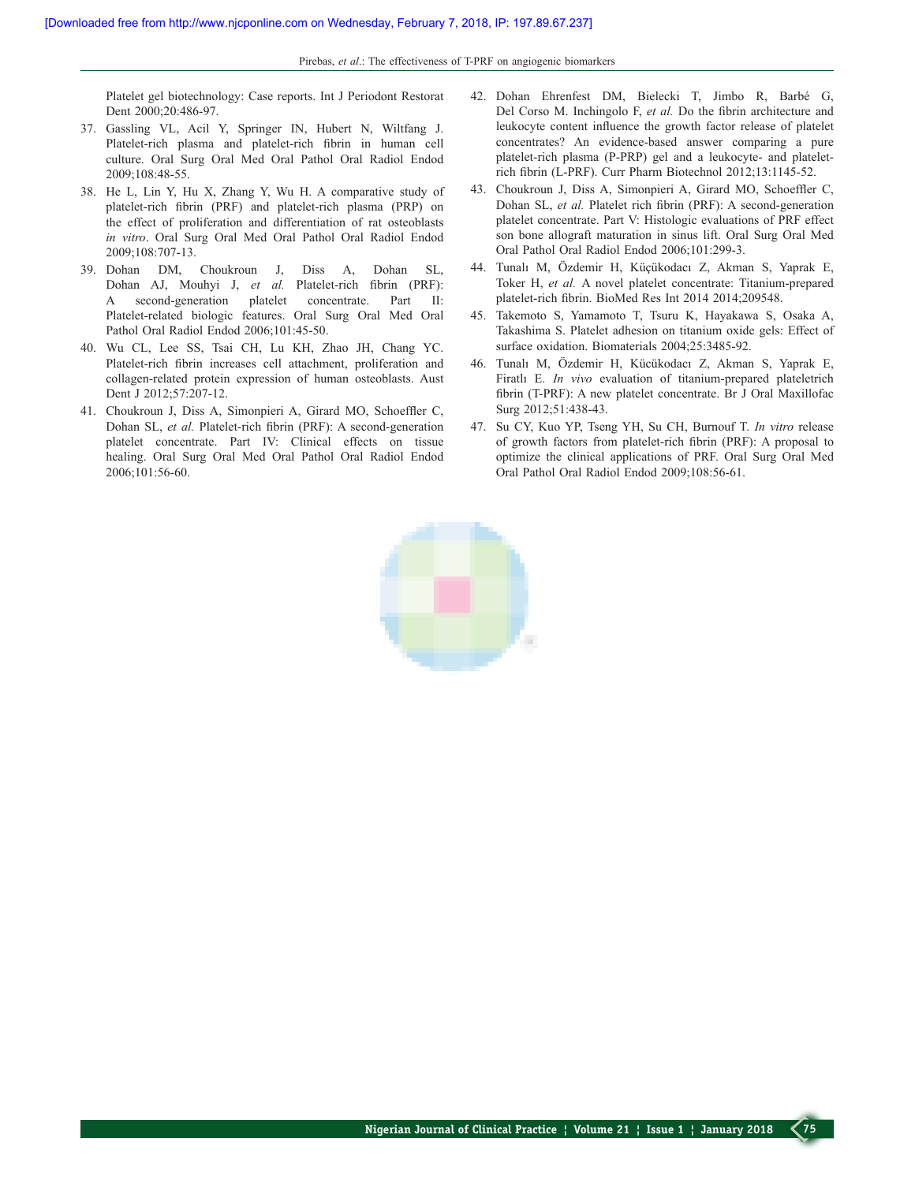Platelet gel biotechnology: Case reports. Int J Periodont Restorat Dent 2000;20:486-97.

37. Gassling VL, Acil Y, Springer IN, Hubert N, Wiltfang J. Platelet-rich plasma and platelet-rich fibrin in human cell culture. Oral Surg Oral Med Oral Pathol Oral Radiol Endod 2009;108:48-55.
38. He L, Lin Y, Hu X, Zhang Y, Wu H. A comparative study of platelet-rich fibrin (PRF) and platelet-rich plasma (PRP) on the effect of proliferation and differentiation of rat osteoblasts *in vitro*. Oral Surg Oral Med Oral Pathol Oral Radiol Endod 2009;108:707-13.
39. Dohan DM, Choukroun J, Diss A, Dohan SL, Dohan AJ, Mouhyi J, *et al.* Platelet-rich fibrin (PRF): A second-generation platelet concentrate. Part II: Platelet-related biologic features. Oral Surg Oral Med Oral Pathol Oral Radiol Endod 2006;101:45-50.
40. Wu CL, Lee SS, Tsai CH, Lu KH, Zhao JH, Chang YC. Platelet-rich fibrin increases cell attachment, proliferation and collagen-related protein expression of human osteoblasts. Aust Dent J 2012;57:207-12.
41. Choukroun J, Diss A, Simonpieri A, Girard MO, Schoeffler C, Dohan SL, *et al.* Platelet-rich fibrin (PRF): A second-generation platelet concentrate. Part IV: Clinical effects on tissue healing. Oral Surg Oral Med Oral Pathol Oral Radiol Endod 2006;101:56-60.
42. Dohan Ehrenfest DM, Bielecki T, Jimbo R, Barbé G, Del Corso M. Inchingolo F, *et al.* Do the fibrin architecture and leukocyte content influence the growth factor release of platelet concentrates? An evidence-based answer comparing a pure platelet-rich plasma (P-PRP) gel and a leukocyte- and platelet-rich fibrin (L-PRF). Curr Pharm Biotechnol 2012;13:1145-52.
43. Choukroun J, Diss A, Simonpieri A, Girard MO, Schoeffler C, Dohan SL, *et al.* Platelet rich fibrin (PRF): A second-generation platelet concentrate. Part V: Histologic evaluations of PRF effect son bone allograft maturation in sinus lift. Oral Surg Oral Med Oral Pathol Oral Radiol Endod 2006;101:299-3.
44. Tunalı M, Özdemir H, Küçükodacı Z, Akman S, Yaprak E, Toker H, *et al.* A novel platelet concentrate: Titanium-prepared platelet-rich fibrin. BioMed Res Int 2014 2014;209548.
45. Takemoto S, Yamamoto T, Tsuru K, Hayakawa S, Osaka A, Takashima S. Platelet adhesion on titanium oxide gels: Effect of surface oxidation. Biomaterials 2004;25:3485-92.
46. Tunalı M, Özdemir H, Kücükodacı Z, Akman S, Yaprak E, Firatlı E. *In vivo* evaluation of titanium-prepared plateletrich fibrin (T-PRF): A new platelet concentrate. Br J Oral Maxillofac Surg 2012;51:438-43.
47. Su CY, Kuo YP, Tseng YH, Su CH, Burnouf T. *In vitro* release of growth factors from platelet-rich fibrin (PRF): A proposal to optimize the clinical applications of PRF. Oral Surg Oral Med Oral Pathol Oral Radiol Endod 2009;108:56-61.